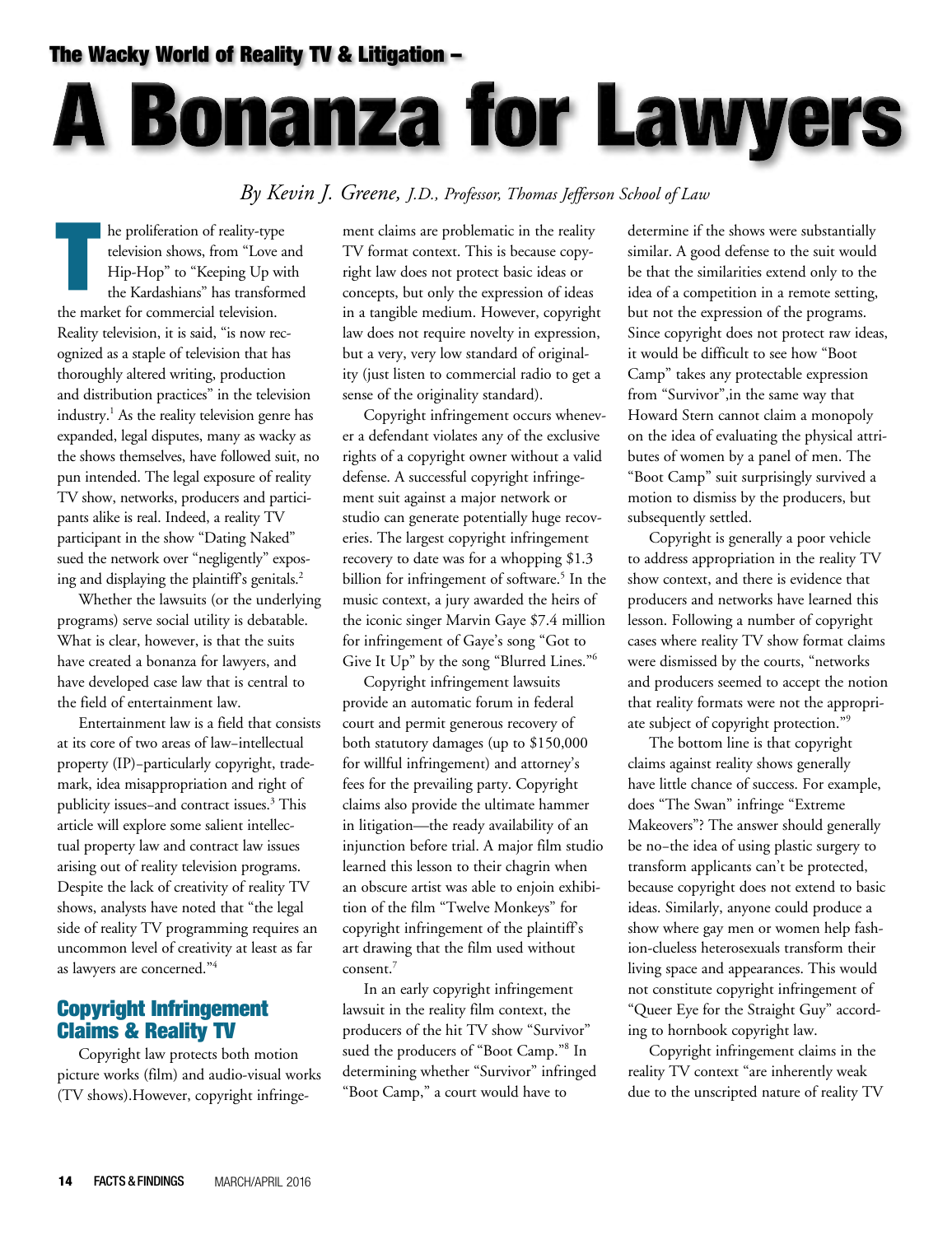## The Wacky World of Reality TV & Litigation –

# A Bonanza for Lawyers

*By Kevin J. Greene, J.D., Professor, Thomas Jefferson School of Law*

The proliferation of reality-type television shows, from "Love and Hip-Hop" to "Keeping Up with the Kardashians" has transformed the market for commercial television. Reality television, it is said, "is now recognized as a staple of television that has thoroughly altered writing, production and distribution practices" in the television industry.[1] As the reality television genre has expanded, legal disputes, many as wacky as the shows themselves, have followed suit, no pun intended. The legal exposure of reality TV show, networks, producers and participants alike is real. Indeed, a reality TV participant in the show "Dating Naked" sued the network over "negligently" exposing and displaying the plaintiff's genitals.[2]

Whether the lawsuits (or the underlying programs) serve social utility is debatable. What is clear, however, is that the suits have created a bonanza for lawyers, and have developed case law that is central to the field of entertainment law.

Entertainment law is a field that consists at its core of two areas of law–intellectual property (IP)–particularly copyright, trademark, idea misappropriation and right of publicity issues–and contract issues.[3] This article will explore some salient intellectual property law and contract law issues arising out of reality television programs. Despite the lack of creativity of reality TV shows, analysts have noted that "the legal side of reality TV programming requires an uncommon level of creativity at least as far as lawyers are concerned."[4]

## Copyright Infringement Claims & Reality TV

Copyright law protects both motion picture works (film) and audio-visual works (TV shows).However, copyright infringement claims are problematic in the reality TV format context. This is because copyright law does not protect basic ideas or concepts, but only the expression of ideas in a tangible medium. However, copyright law does not require novelty in expression, but a very, very low standard of originality (just listen to commercial radio to get a sense of the originality standard).

Copyright infringement occurs whenever a defendant violates any of the exclusive rights of a copyright owner without a valid defense. A successful copyright infringement suit against a major network or studio can generate potentially huge recoveries. The largest copyright infringement recovery to date was for a whopping $1.3 billion for infringement of software.[5] In the music context, a jury awarded the heirs of the iconic singer Marvin Gaye $7.4 million for infringement of Gaye's song "Got to Give It Up" by the song "Blurred Lines."[6]

Copyright infringement lawsuits provide an automatic forum in federal court and permit generous recovery of both statutory damages (up to $150,000 for willful infringement) and attorney's fees for the prevailing party. Copyright claims also provide the ultimate hammer in litigation—the ready availability of an injunction before trial. A major film studio learned this lesson to their chagrin when an obscure artist was able to enjoin exhibition of the film "Twelve Monkeys" for copyright infringement of the plaintiff's art drawing that the film used without consent.[7]

In an early copyright infringement lawsuit in the reality film context, the producers of the hit TV show "Survivor" sued the producers of "Boot Camp."[8] In determining whether "Survivor" infringed "Boot Camp," a court would have to determine if the shows were substantially similar. A good defense to the suit would be that the similarities extend only to the idea of a competition in a remote setting, but not the expression of the programs. Since copyright does not protect raw ideas, it would be difficult to see how "Boot Camp" takes any protectable expression from "Survivor",in the same way that Howard Stern cannot claim a monopoly on the idea of evaluating the physical attributes of women by a panel of men. The "Boot Camp" suit surprisingly survived a motion to dismiss by the producers, but subsequently settled.

Copyright is generally a poor vehicle to address appropriation in the reality TV show context, and there is evidence that producers and networks have learned this lesson. Following a number of copyright cases where reality TV show format claims were dismissed by the courts, "networks and producers seemed to accept the notion that reality formats were not the appropriate subject of copyright protection."[9]

The bottom line is that copyright claims against reality shows generally have little chance of success. For example, does "The Swan" infringe "Extreme Makeovers"? The answer should generally be no–the idea of using plastic surgery to transform applicants can't be protected, because copyright does not extend to basic ideas. Similarly, anyone could produce a show where gay men or women help fashion-clueless heterosexuals transform their living space and appearances. This would not constitute copyright infringement of "Queer Eye for the Straight Guy" according to hornbook copyright law.

Copyright infringement claims in the reality TV context "are inherently weak due to the unscripted nature of reality TV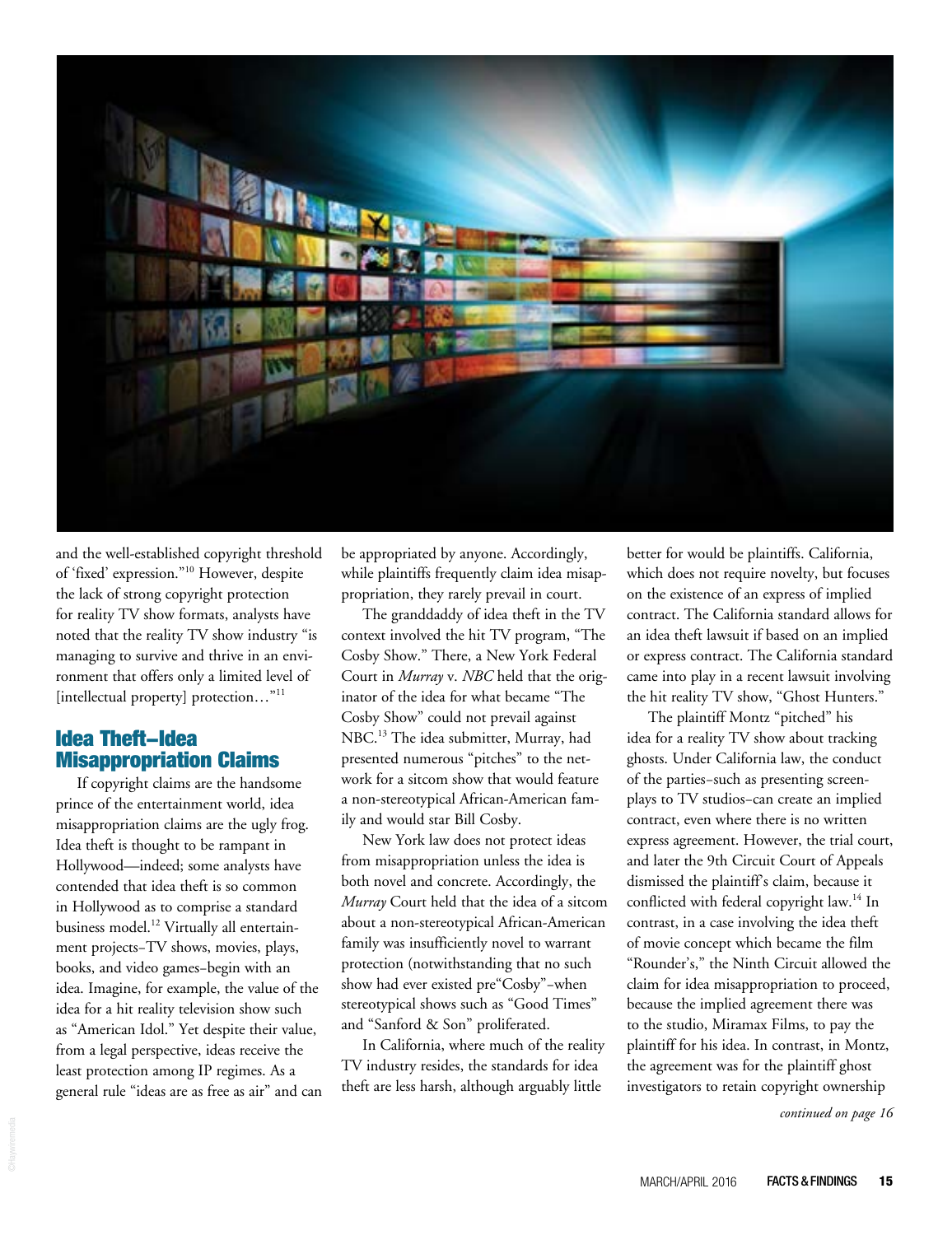and the well-established copyright threshold of 'fixed' expression."[10] However, despite the lack of strong copyright protection for reality TV show formats, analysts have noted that the reality TV show industry "is managing to survive and thrive in an environment that offers only a limited level of [intellectual property] protection…"[11]

## Idea Theft–Idea Misappropriation Claims

If copyright claims are the handsome prince of the entertainment world, idea misappropriation claims are the ugly frog. Idea theft is thought to be rampant in Hollywood—indeed; some analysts have contended that idea theft is so common in Hollywood as to comprise a standard business model.[12] Virtually all entertainment projects–TV shows, movies, plays, books, and video games–begin with an idea. Imagine, for example, the value of the idea for a hit reality television show such as "American Idol." Yet despite their value, from a legal perspective, ideas receive the least protection among IP regimes. As a general rule "ideas are as free as air" and can be appropriated by anyone. Accordingly, while plaintiffs frequently claim idea misappropriation, they rarely prevail in court.

The granddaddy of idea theft in the TV context involved the hit TV program, "The Cosby Show." There, a New York Federal Court in *Murray* v. *NBC* held that the originator of the idea for what became "The Cosby Show" could not prevail against NBC.[13] The idea submitter, Murray, had presented numerous "pitches" to the network for a sitcom show that would feature a non-stereotypical African-American family and would star Bill Cosby.

New York law does not protect ideas from misappropriation unless the idea is both novel and concrete. Accordingly, the *Murray* Court held that the idea of a sitcom about a non-stereotypical African-American family was insufficiently novel to warrant protection (notwithstanding that no such show had ever existed pre"Cosby"–when stereotypical shows such as "Good Times" and "Sanford & Son" proliferated.

In California, where much of the reality TV industry resides, the standards for idea theft are less harsh, although arguably little better for would be plaintiffs. California, which does not require novelty, but focuses on the existence of an express of implied contract. The California standard allows for an idea theft lawsuit if based on an implied or express contract. The California standard came into play in a recent lawsuit involving the hit reality TV show, "Ghost Hunters."

The plaintiff Montz "pitched" his idea for a reality TV show about tracking ghosts. Under California law, the conduct of the parties–such as presenting screenplays to TV studios–can create an implied contract, even where there is no written express agreement. However, the trial court, and later the 9th Circuit Court of Appeals dismissed the plaintiff's claim, because it conflicted with federal copyright law.[14] In contrast, in a case involving the idea theft of movie concept which became the film "Rounder's," the Ninth Circuit allowed the claim for idea misappropriation to proceed, because the implied agreement there was to the studio, Miramax Films, to pay the plaintiff for his idea. In contrast, in Montz, the agreement was for the plaintiff ghost investigators to retain copyright ownership

*continued on page 16*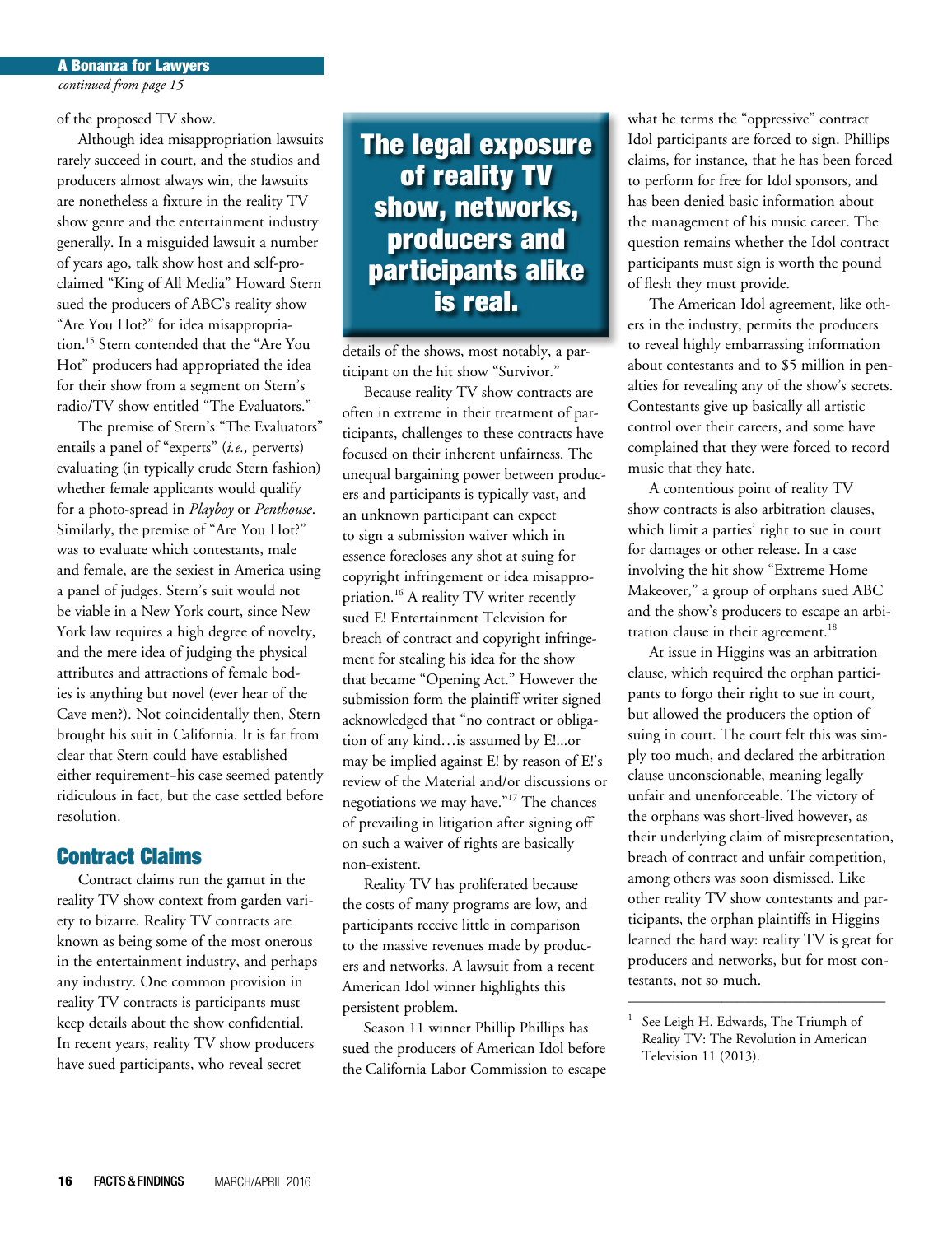## A Bonanza for Lawyers

*continued from page 15*

of the proposed TV show.

Although idea misappropriation lawsuits rarely succeed in court, and the studios and producers almost always win, the lawsuits are nonetheless a fixture in the reality TV show genre and the entertainment industry generally. In a misguided lawsuit a number of years ago, talk show host and self-proclaimed "King of All Media" Howard Stern sued the producers of ABC's reality show "Are You Hot?" for idea misappropriation.[15] Stern contended that the "Are You Hot" producers had appropriated the idea for their show from a segment on Stern's radio/TV show entitled "The Evaluators."

The premise of Stern's "The Evaluators" entails a panel of "experts" (*i.e.,* perverts) evaluating (in typically crude Stern fashion) whether female applicants would qualify for a photo-spread in *Playboy* or *Penthouse*. Similarly, the premise of "Are You Hot?" was to evaluate which contestants, male and female, are the sexiest in America using a panel of judges. Stern's suit would not be viable in a New York court, since New York law requires a high degree of novelty, and the mere idea of judging the physical attributes and attractions of female bodies is anything but novel (ever hear of the Cave men?). Not coincidentally then, Stern brought his suit in California. It is far from clear that Stern could have established either requirement–his case seemed patently ridiculous in fact, but the case settled before resolution.

## Contract Claims

Contract claims run the gamut in the reality TV show context from garden variety to bizarre. Reality TV contracts are known as being some of the most onerous in the entertainment industry, and perhaps any industry. One common provision in reality TV contracts is participants must keep details about the show confidential. In recent years, reality TV show producers have sued participants, who reveal secret details of the shows, most notably, a participant on the hit show "Survivor."

> **The legal exposure of reality TV show, networks, producers and participants alike is real.**

Because reality TV show contracts are often in extreme in their treatment of participants, challenges to these contracts have focused on their inherent unfairness. The unequal bargaining power between producers and participants is typically vast, and an unknown participant can expect to sign a submission waiver which in essence forecloses any shot at suing for copyright infringement or idea misappropriation.[16] A reality TV writer recently sued E! Entertainment Television for breach of contract and copyright infringement for stealing his idea for the show that became "Opening Act." However the submission form the plaintiff writer signed acknowledged that "no contract or obligation of any kind…is assumed by E!...or may be implied against E! by reason of E!'s review of the Material and/or discussions or negotiations we may have."[17] The chances of prevailing in litigation after signing off on such a waiver of rights are basically non-existent.

Reality TV has proliferated because the costs of many programs are low, and participants receive little in comparison to the massive revenues made by producers and networks. A lawsuit from a recent American Idol winner highlights this persistent problem.

Season 11 winner Phillip Phillips has sued the producers of American Idol before the California Labor Commission to escape what he terms the "oppressive" contract Idol participants are forced to sign. Phillips claims, for instance, that he has been forced to perform for free for Idol sponsors, and has been denied basic information about the management of his music career. The question remains whether the Idol contract participants must sign is worth the pound of flesh they must provide.

The American Idol agreement, like others in the industry, permits the producers to reveal highly embarrassing information about contestants and to $5 million in penalties for revealing any of the show's secrets. Contestants give up basically all artistic control over their careers, and some have complained that they were forced to record music that they hate.

A contentious point of reality TV show contracts is also arbitration clauses, which limit a parties' right to sue in court for damages or other release. In a case involving the hit show "Extreme Home Makeover," a group of orphans sued ABC and the show's producers to escape an arbitration clause in their agreement.[18]

At issue in Higgins was an arbitration clause, which required the orphan participants to forgo their right to sue in court, but allowed the producers the option of suing in court. The court felt this was simply too much, and declared the arbitration clause unconscionable, meaning legally unfair and unenforceable. The victory of the orphans was short-lived however, as their underlying claim of misrepresentation, breach of contract and unfair competition, among others was soon dismissed. Like other reality TV show contestants and participants, the orphan plaintiffs in Higgins learned the hard way: reality TV is great for producers and networks, but for most contestants, not so much.

---

1 See Leigh H. Edwards, The Triumph of Reality TV: The Revolution in American Television 11 (2013).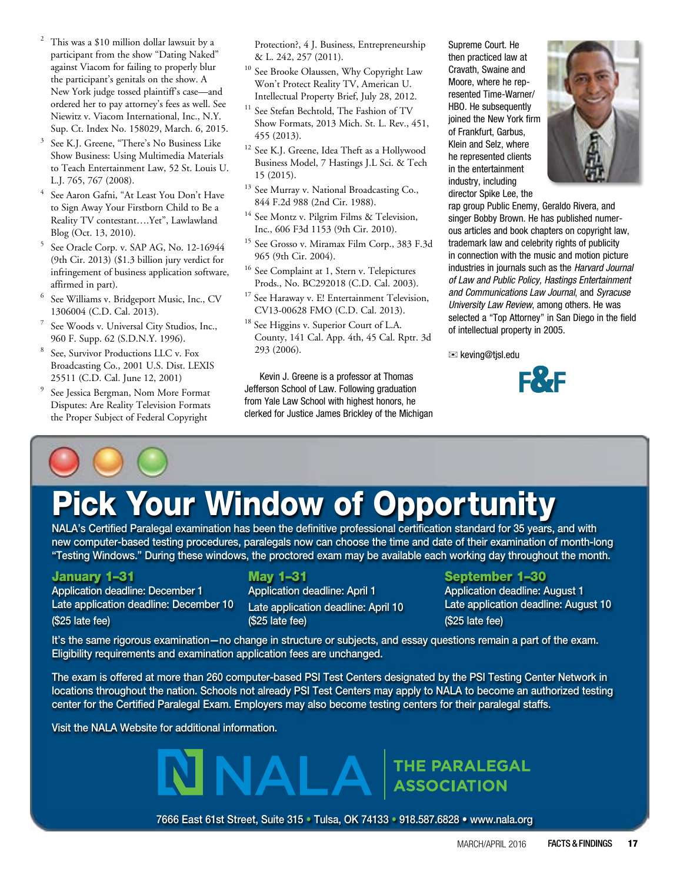[2] This was a $10 million dollar lawsuit by a participant from the show "Dating Naked" against Viacom for failing to properly blur the participant's genitals on the show. A New York judge tossed plaintiff's case—and ordered her to pay attorney's fees as well. See Niewitz v. Viacom International, Inc., N.Y. Sup. Ct. Index No. 158029, March. 6, 2015.

[3] See K.J. Greene, "There's No Business Like Show Business: Using Multimedia Materials to Teach Entertainment Law, 52 St. Louis U. L.J. 765, 767 (2008).

[4] See Aaron Gafni, "At Least You Don't Have to Sign Away Your Firstborn Child to Be a Reality TV contestant….Yet", Lawlawland Blog (Oct. 13, 2010).

[5] See Oracle Corp. v. SAP AG, No. 12-16944 (9th Cir. 2013) ($1.3 billion jury verdict for infringement of business application software, affirmed in part).

[6] See Williams v. Bridgeport Music, Inc., CV 1306004 (C.D. Cal. 2013).

[7] See Woods v. Universal City Studios, Inc., 960 F. Supp. 62 (S.D.N.Y. 1996).

[8] See, Survivor Productions LLC v. Fox Broadcasting Co., 2001 U.S. Dist. LEXIS 25511 (C.D. Cal. June 12, 2001)

[9] See Jessica Bergman, Nom More Format Disputes: Are Reality Television Formats the Proper Subject of Federal Copyright Protection?, 4 J. Business, Entrepreneurship & L. 242, 257 (2011).

[10] See Brooke Olaussen, Why Copyright Law Won't Protect Reality TV, American U. Intellectual Property Brief, July 28, 2012.

[11] See Stefan Bechtold, The Fashion of TV Show Formats, 2013 Mich. St. L. Rev., 451, 455 (2013).

[12] See K.J. Greene, Idea Theft as a Hollywood Business Model, 7 Hastings J.L Sci. & Tech 15 (2015).

[13] See Murray v. National Broadcasting Co., 844 F.2d 988 (2nd Cir. 1988).

[14] See Montz v. Pilgrim Films & Television, Inc., 606 F3d 1153 (9th Cir. 2010).

[15] See Grosso v. Miramax Film Corp., 383 F.3d 965 (9th Cir. 2004).

[16] See Complaint at 1, Stern v. Telepictures Prods., No. BC292018 (C.D. Cal. 2003).

[17] See Haraway v. E! Entertainment Television, CV13-00628 FMO (C.D. Cal. 2013).

[18] See Higgins v. Superior Court of L.A. County, 141 Cal. App. 4th, 45 Cal. Rptr. 3d 293 (2006).

Kevin J. Greene is a professor at Thomas Jefferson School of Law. Following graduation from Yale Law School with highest honors, he clerked for Justice James Brickley of the Michigan Supreme Court. He then practiced law at Cravath, Swaine and Moore, where he represented Time-Warner/HBO. He subsequently joined the New York firm of Frankfurt, Garbus, Klein and Selz, where he represented clients in the entertainment industry, including director Spike Lee, the rap group Public Enemy, Geraldo Rivera, and singer Bobby Brown. He has published numerous articles and book chapters on copyright law, trademark law and celebrity rights of publicity in connection with the music and motion picture industries in journals such as the *Harvard Journal of Law and Public Policy, Hastings Entertainment and Communications Law Journal*, and *Syracuse University Law Review*, among others. He was selected a "Top Attorney" in San Diego in the field of intellectual property in 2005.

✉ keving@tjsl.edu

F&F

# Pick Your Window of Opportunity

NALA's Certified Paralegal examination has been the definitive professional certification standard for 35 years, and with new computer-based testing procedures, paralegals now can choose the time and date of their examination of month-long "Testing Windows." During these windows, the proctored exam may be available each working day throughout the month.

**January 1–31**
Application deadline: December 1
Late application deadline: December 10
($25 late fee)

**May 1–31**
Application deadline: April 1
Late application deadline: April 10
($25 late fee)

**September 1–30**
Application deadline: August 1
Late application deadline: August 10
($25 late fee)

It's the same rigorous examination—no change in structure or subjects, and essay questions remain a part of the exam. Eligibility requirements and examination application fees are unchanged.

The exam is offered at more than 260 computer-based PSI Test Centers designated by the PSI Testing Center Network in locations throughout the nation. Schools not already PSI Test Centers may apply to NALA to become an authorized testing center for the Certified Paralegal Exam. Employers may also become testing centers for their paralegal staffs.

Visit the NALA Website for additional information.

NALA | THE PARALEGAL ASSOCIATION

7666 East 61st Street, Suite 315 • Tulsa, OK 74133 • 918.587.6828 • www.nala.org